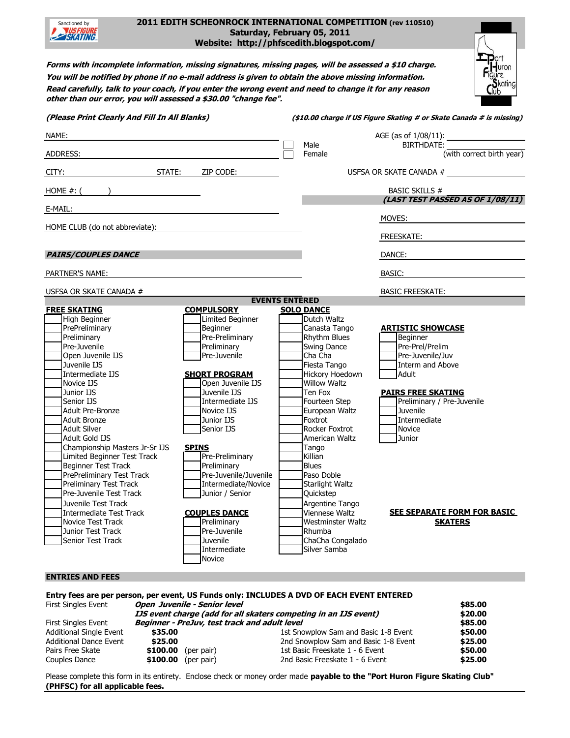Sanctioned by US FIGURE SKATING

# 2011 EDITH SCHEONROCK INTERNATIONAL COMPETITION (rev 110510)

**Saturday, February 05, 2011**

**Website: http://phfscedith.blogspot.com/**

Port Huron Figure Skating Club

***Forms with incomplete information, missing signatures, missing pages, will be assessed a $10 charge.***
***You will be notified by phone if no e-mail address is given to obtain the above missing information.***
***Read carefully, talk to your coach, if you enter the wrong event and need to change it for any reason other than our error, you will assessed a $30.00 "change fee".***

***(Please Print Clearly And Fill In All Blanks)*** ***($10.00 charge if US Figure Skating # or Skate Canada # is missing)***

NAME: ______________________ ☐ Male ☐ Female

AGE (as of 1/08/11): ______________

BIRTHDATE: ______________ (with correct birth year)

ADDRESS: ______________________

CITY: __________ STATE: ______ ZIP CODE: ______

USFSA OR SKATE CANADA # ______________

HOME #: (      ) ______________

BASIC SKILLS # ______________

E-MAIL: ______________________

***(LAST TEST PASSED AS OF 1/08/11)***

MOVES: ______________

HOME CLUB (do not abbreviate): ______________________

FREESKATE: ______________

DANCE: ______________

***PAIRS/COUPLES DANCE***

PARTNER'S NAME: ______________________

BASIC: ______________

USFSA OR SKATE CANADA # ______________________

BASIC FREESKATE: ______________

## EVENTS ENTERED

**FREE SKATING**
- ☐ High Beginner
- ☐ PrePreliminary
- ☐ Preliminary
- ☐ Pre-Juvenile
- ☐ Open Juvenile IJS
- ☐ Juvenile IJS
- ☐ Intermediate IJS
- ☐ Novice IJS
- ☐ Junior IJS
- ☐ Senior IJS
- ☐ Adult Pre-Bronze
- ☐ Adult Bronze
- ☐ Adult Silver
- ☐ Adult Gold IJS
- ☐ Championship Masters Jr-Sr IJS
- ☐ Limited Beginner Test Track
- ☐ Beginner Test Track
- ☐ PrePreliminary Test Track
- ☐ Preliminary Test Track
- ☐ Pre-Juvenile Test Track
- ☐ Juvenile Test Track
- ☐ Intermediate Test Track
- ☐ Novice Test Track
- ☐ Junior Test Track
- ☐ Senior Test Track

**COMPULSORY**
- ☐ Limited Beginner
- ☐ Beginner
- ☐ Pre-Preliminary
- ☐ Preliminary
- ☐ Pre-Juvenile

**SHORT PROGRAM**
- ☐ Open Juvenile IJS
- ☐ Juvenile IJS
- ☐ Intermediate IJS
- ☐ Novice IJS
- ☐ Junior IJS
- ☐ Senior IJS

**SPINS**
- ☐ Pre-Preliminary
- ☐ Preliminary
- ☐ Pre-Juvenile/Juvenile
- ☐ Intermediate/Novice
- ☐ Junior / Senior

**COUPLES DANCE**
- ☐ Preliminary
- ☐ Pre-Juvenile
- ☐ Juvenile
- ☐ Intermediate
- ☐ Novice

**SOLO DANCE**
- ☐ Dutch Waltz
- ☐ Canasta Tango
- ☐ Rhythm Blues
- ☐ Swing Dance
- ☐ Cha Cha
- ☐ Fiesta Tango
- ☐ Hickory Hoedown
- ☐ Willow Waltz
- ☐ Ten Fox
- ☐ Fourteen Step
- ☐ European Waltz
- ☐ Foxtrot
- ☐ Rocker Foxtrot
- ☐ American Waltz
- ☐ Tango
- ☐ Killian
- ☐ Blues
- ☐ Paso Doble
- ☐ Starlight Waltz
- ☐ Quickstep
- ☐ Argentine Tango
- ☐ Viennese Waltz
- ☐ Westminster Waltz
- ☐ Rhumba
- ☐ ChaCha Congalado
- ☐ Silver Samba

**ARTISTIC SHOWCASE**
- ☐ Beginner
- ☐ Pre-Prel/Prelim
- ☐ Pre-Juvenile/Juv
- ☐ Interm and Above
- ☐ Adult

**PAIRS FREE SKATING**
- ☐ Preliminary / Pre-Juvenile
- ☐ Juvenile
- ☐ Intermediate
- ☐ Novice
- ☐ Junior

**SEE SEPARATE FORM FOR BASIC SKATERS**

## ENTRIES AND FEES

**Entry fees are per person, per event, US Funds only: INCLUDES A DVD OF EACH EVENT ENTERED**

| | | |
|---|---|---|
| First Singles Event | ***Open Juvenile - Senior level*** | **$85.00** |
| | ***IJS event charge (add for all skaters competing in an IJS event)*** | **$20.00** |
| First Singles Event | ***Beginner - PreJuv, test track and adult level*** | **$85.00** |

| | | | |
|---|---|---|---|
| Additional Single Event | **$35.00** | 1st Snowplow Sam and Basic 1-8 Event | **$50.00** |
| Additional Dance Event | **$25.00** | 2nd Snowplow Sam and Basic 1-8 Event | **$25.00** |
| Pairs Free Skate | **$100.00** (per pair) | 1st Basic Freeskate 1 - 6 Event | **$50.00** |
| Couples Dance | **$100.00** (per pair) | 2nd Basic Freeskate 1 - 6 Event | **$25.00** |

Please complete this form in its entirety. Enclose check or money order made **payable to the "Port Huron Figure Skating Club" (PHFSC) for all applicable fees.**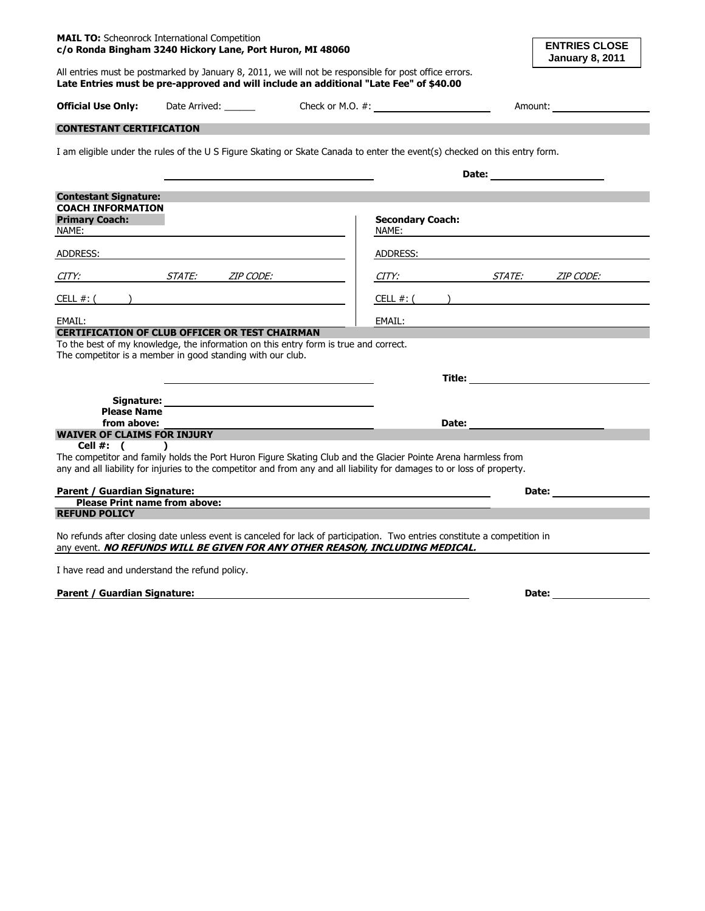**MAIL TO:** Scheonrock International Competition
**c/o Ronda Bingham 3240 Hickory Lane, Port Huron, MI 48060**

**ENTRIES CLOSE January 8, 2011**

All entries must be postmarked by January 8, 2011, we will not be responsible for post office errors.
**Late Entries must be pre-approved and will include an additional "Late Fee" of $40.00**

**Official Use Only:** Date Arrived: ______ Check or M.O. #: ____________________ Amount: ________________

## CONTESTANT CERTIFICATION

I am eligible under the rules of the U S Figure Skating or Skate Canada to enter the event(s) checked on this entry form.

______________________________ **Date:** ________________

**Contestant Signature:**

## COACH INFORMATION

| **Primary Coach:** | **Secondary Coach:** |
|---|---|
| NAME: | NAME: |
| ADDRESS: | ADDRESS: |
| *CITY:* *STATE:* *ZIP CODE:* | *CITY:* *STATE:* *ZIP CODE:* |
| CELL #: ( ) | CELL #: ( ) |
| EMAIL: | EMAIL: |

## CERTIFICATION OF CLUB OFFICER OR TEST CHAIRMAN

To the best of my knowledge, the information on this entry form is true and correct.
The competitor is a member in good standing with our club.

______________________________ **Title:** ________________

**Signature:** ______________________________

**Please Name from above:** ______________________________ **Date:** ________________

## WAIVER OF CLAIMS FOR INJURY

**Cell #: ( )**

The competitor and family holds the Port Huron Figure Skating Club and the Glacier Pointe Arena harmless from any and all liability for injuries to the competitor and from any and all liability for damages to or loss of property.

**Parent / Guardian Signature:** ______________________________ **Date:** ________________

**Please Print name from above:** ______________________________

## REFUND POLICY

No refunds after closing date unless event is canceled for lack of participation. Two entries constitute a competition in any event. ***NO REFUNDS WILL BE GIVEN FOR ANY OTHER REASON, INCLUDING MEDICAL.***

I have read and understand the refund policy.

**Parent / Guardian Signature:** ______________________________ **Date:** ________________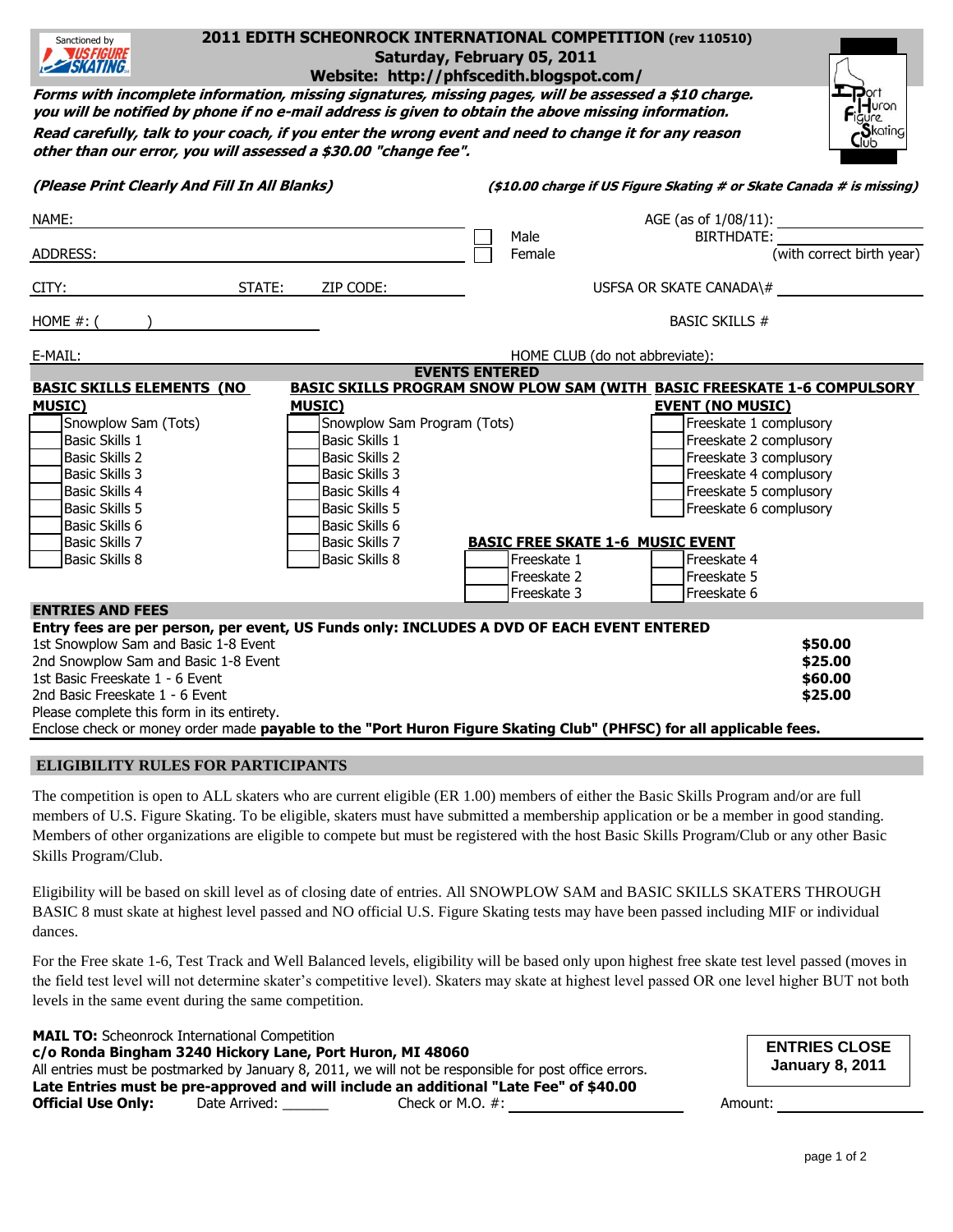Sanctioned by US FIGURE SKATING

# 2011 EDITH SCHEONROCK INTERNATIONAL COMPETITION (rev 110510)

**Saturday, February 05, 2011**

**Website: http://phfscedith.blogspot.com/**

***Forms with incomplete information, missing signatures, missing pages, will be assessed a $10 charge. you will be notified by phone if no e-mail address is given to obtain the above missing information.***

***Read carefully, talk to your coach, if you enter the wrong event and need to change it for any reason other than our error, you will assessed a $30.00 "change fee".***

Port Huron Figure Skating Club

***(Please Print Clearly And Fill In All Blanks)*** ***($10.00 charge if US Figure Skating # or Skate Canada # is missing)***

NAME: ______________________ ☐ Male AGE (as of 1/08/11): __________

ADDRESS: ______________________ ☐ Female BIRTHDATE: __________ (with correct birth year)

CITY: __________ STATE: ____ ZIP CODE: ______ USFSA OR SKATE CANADA\# __________

HOME #: ( ) ______________ BASIC SKILLS #

E-MAIL: ______________________ HOME CLUB (do not abbreviate): __________

## EVENTS ENTERED

| BASIC SKILLS ELEMENTS (NO MUSIC) | BASIC SKILLS PROGRAM SNOW PLOW SAM (WITH MUSIC) | BASIC FREESKATE 1-6 COMPULSORY EVENT (NO MUSIC) |
|---|---|---|
| ☐ Snowplow Sam (Tots) | ☐ Snowplow Sam Program (Tots) | ☐ Freeskate 1 complusory |
| ☐ Basic Skills 1 | ☐ Basic Skills 1 | ☐ Freeskate 2 complusory |
| ☐ Basic Skills 2 | ☐ Basic Skills 2 | ☐ Freeskate 3 complusory |
| ☐ Basic Skills 3 | ☐ Basic Skills 3 | ☐ Freeskate 4 complusory |
| ☐ Basic Skills 4 | ☐ Basic Skills 4 | ☐ Freeskate 5 complusory |
| ☐ Basic Skills 5 | ☐ Basic Skills 5 | ☐ Freeskate 6 complusory |
| ☐ Basic Skills 6 | ☐ Basic Skills 6 | |
| ☐ Basic Skills 7 | ☐ Basic Skills 7 | |
| ☐ Basic Skills 8 | ☐ Basic Skills 8 | |

**BASIC FREE SKATE 1-6 MUSIC EVENT**

| | |
|---|---|
| ☐ Freeskate 1 | ☐ Freeskate 4 |
| ☐ Freeskate 2 | ☐ Freeskate 5 |
| ☐ Freeskate 3 | ☐ Freeskate 6 |

## ENTRIES AND FEES

**Entry fees are per person, per event, US Funds only: INCLUDES A DVD OF EACH EVENT ENTERED**

| | |
|---|---|
| 1st Snowplow Sam and Basic 1-8 Event | **$50.00** |
| 2nd Snowplow Sam and Basic 1-8 Event | **$25.00** |
| 1st Basic Freeskate 1 - 6 Event | **$60.00** |
| 2nd Basic Freeskate 1 - 6 Event | **$25.00** |

Please complete this form in its entirety.

Enclose check or money order made **payable to the "Port Huron Figure Skating Club" (PHFSC) for all applicable fees.**

## ELIGIBILITY RULES FOR PARTICIPANTS

The competition is open to ALL skaters who are current eligible (ER 1.00) members of either the Basic Skills Program and/or are full members of U.S. Figure Skating. To be eligible, skaters must have submitted a membership application or be a member in good standing. Members of other organizations are eligible to compete but must be registered with the host Basic Skills Program/Club or any other Basic Skills Program/Club.

Eligibility will be based on skill level as of closing date of entries. All SNOWPLOW SAM and BASIC SKILLS SKATERS THROUGH BASIC 8 must skate at highest level passed and NO official U.S. Figure Skating tests may have been passed including MIF or individual dances.

For the Free skate 1-6, Test Track and Well Balanced levels, eligibility will be based only upon highest free skate test level passed (moves in the field test level will not determine skater's competitive level). Skaters may skate at highest level passed OR one level higher BUT not both levels in the same event during the same competition.

**MAIL TO:** Scheonrock International Competition
**c/o Ronda Bingham 3240 Hickory Lane, Port Huron, MI 48060**
All entries must be postmarked by January 8, 2011, we will not be responsible for post office errors.
**Late Entries must be pre-approved and will include an additional "Late Fee" of $40.00**

**ENTRIES CLOSE January 8, 2011**

**Official Use Only:** Date Arrived: ______ Check or M.O. #: __________ Amount: __________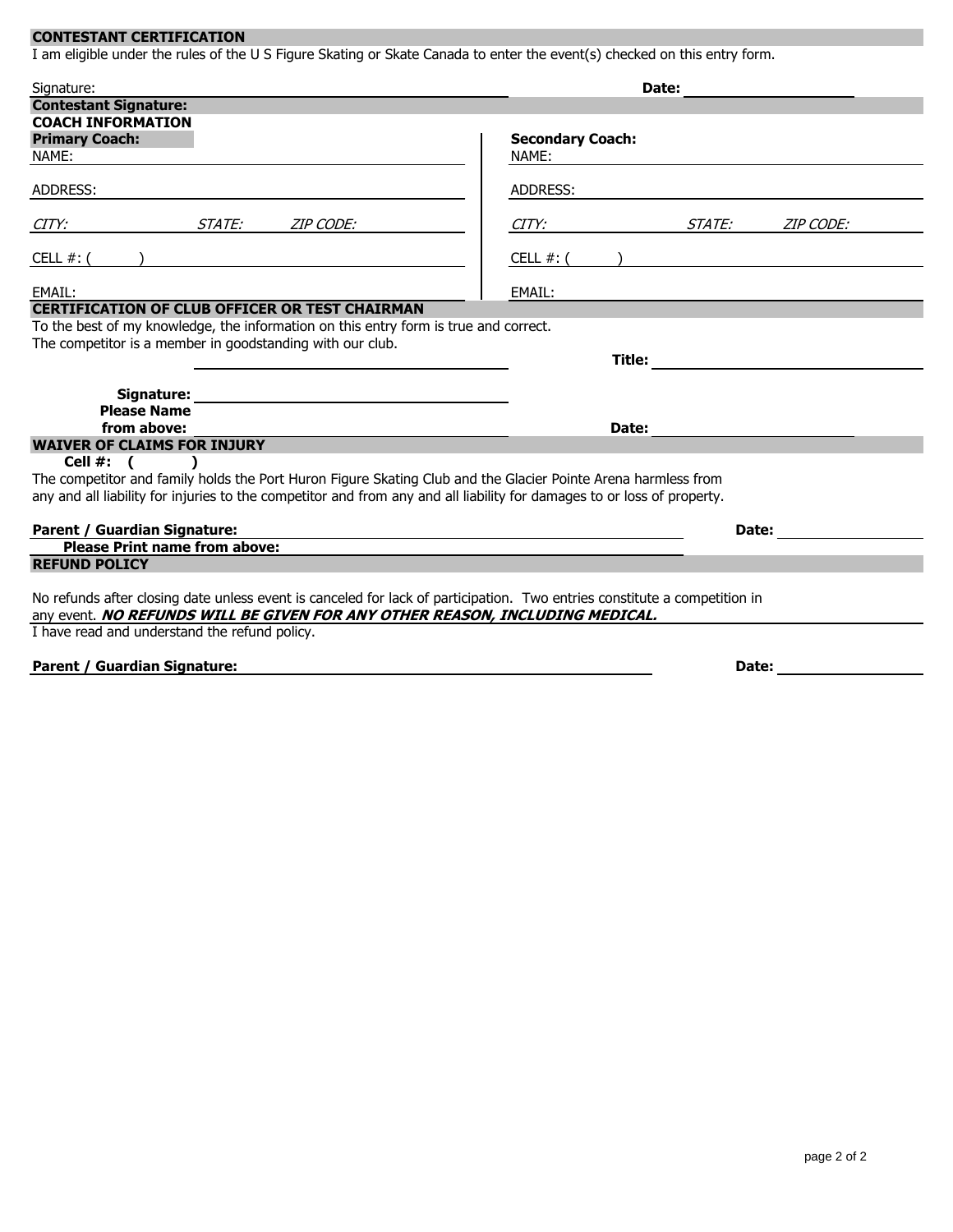## CONTESTANT CERTIFICATION

I am eligible under the rules of the U S Figure Skating or Skate Canada to enter the event(s) checked on this entry form.

Signature: ______________________________ **Date:** ______________

**Contestant Signature:**

## COACH INFORMATION

| **Primary Coach:** | **Secondary Coach:** |
|---|---|
| NAME: | NAME: |
| ADDRESS: | ADDRESS: |
| *CITY:* *STATE:* *ZIP CODE:* | *CITY:* *STATE:* *ZIP CODE:* |
| CELL #: ( ) | CELL #: ( ) |
| EMAIL: | EMAIL: |

## CERTIFICATION OF CLUB OFFICER OR TEST CHAIRMAN

To the best of my knowledge, the information on this entry form is true and correct.
The competitor is a member in goodstanding with our club.

______________________________ **Title:** ______________________________

**Signature:** ______________________________

**Please Name from above:** ______________________________ **Date:** ______________

## WAIVER OF CLAIMS FOR INJURY

**Cell #: ( )**

The competitor and family holds the Port Huron Figure Skating Club and the Glacier Pointe Arena harmless from any and all liability for injuries to the competitor and from any and all liability for damages to or loss of property.

**Parent / Guardian Signature:** ______________________________ **Date:** ______________

**Please Print name from above:** ______________________________

## REFUND POLICY

No refunds after closing date unless event is canceled for lack of participation. Two entries constitute a competition in any event. ***NO REFUNDS WILL BE GIVEN FOR ANY OTHER REASON, INCLUDING MEDICAL.***

I have read and understand the refund policy.

**Parent / Guardian Signature:** ______________________________ **Date:** ______________